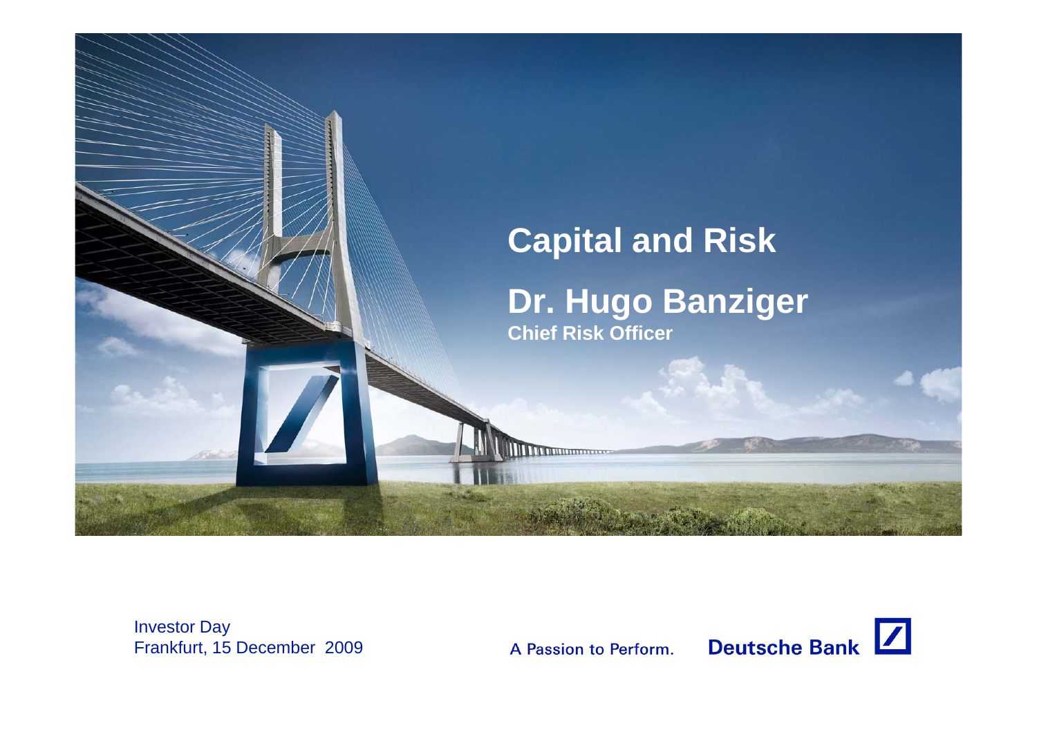# Capital and Risk

## Dr. Hugo Banziger

**Chief Risk Officer**

Investor Day
Frankfurt, 15 December 2009

A Passion to Perform.

Deutsche Bank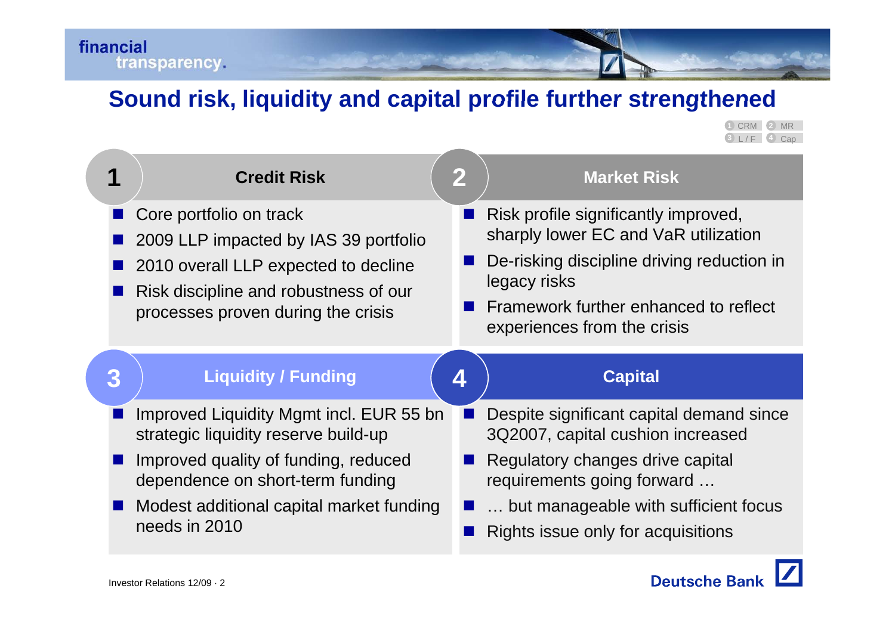# Sound risk, liquidity and capital profile further strengthened

## 1 Credit Risk

- Core portfolio on track
- 2009 LLP impacted by IAS 39 portfolio
- 2010 overall LLP expected to decline
- Risk discipline and robustness of our processes proven during the crisis

## 2 Market Risk

- Risk profile significantly improved, sharply lower EC and VaR utilization
- De-risking discipline driving reduction in legacy risks
- Framework further enhanced to reflect experiences from the crisis

## 3 Liquidity / Funding

- Improved Liquidity Mgmt incl. EUR 55 bn strategic liquidity reserve build-up
- Improved quality of funding, reduced dependence on short-term funding
- Modest additional capital market funding needs in 2010

## 4 Capital

- Despite significant capital demand since 3Q2007, capital cushion increased
- Regulatory changes drive capital requirements going forward …
- … but manageable with sufficient focus
- Rights issue only for acquisitions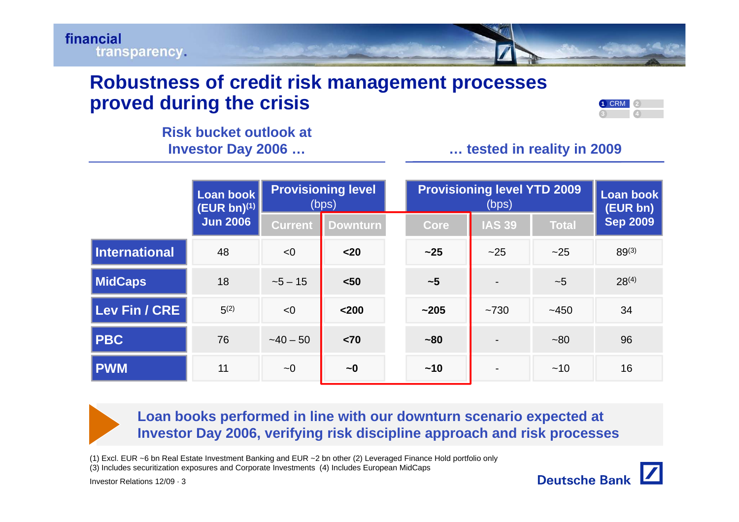# Robustness of credit risk management processes proved during the crisis

| | Risk bucket outlook at Investor Day 2006 … | | | … tested in reality in 2009 | | | |
|---|---|---|---|---|---|---|---|
| | Loan book (EUR bn)[1] Jun 2006 | Provisioning level (bps) | | Provisioning level YTD 2009 (bps) | | | Loan book (EUR bn) Sep 2009 |
| | | Current | Downturn | Core | IAS 39 | Total | |
| **International** | 48 | <0 | **<20** | **~25** | ~25 | ~25 | 89[3] |
| **MidCaps** | 18 | ~5 – 15 | **<50** | **~5** | - | ~5 | 28[4] |
| **Lev Fin / CRE** | 5[2] | <0 | **<200** | **~205** | ~730 | ~450 | 34 |
| **PBC** | 76 | ~40 – 50 | **<70** | **~80** | - | ~80 | 96 |
| **PWM** | 11 | ~0 | **~0** | **~10** | - | ~10 | 16 |

**Loan books performed in line with our downturn scenario expected at Investor Day 2006, verifying risk discipline approach and risk processes**

(1) Excl. EUR ~6 bn Real Estate Investment Banking and EUR ~2 bn other (2) Leveraged Finance Hold portfolio only
(3) Includes securitization exposures and Corporate Investments (4) Includes European MidCaps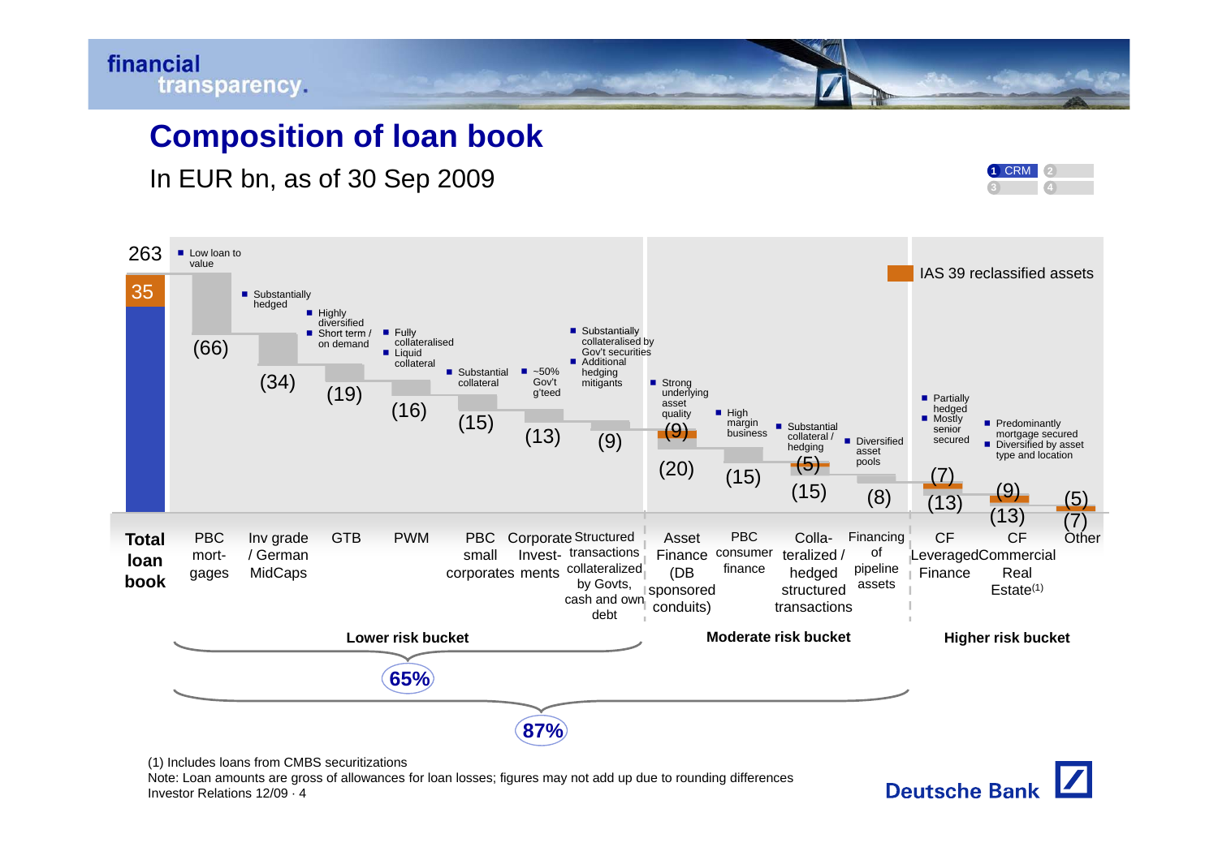# Composition of loan book

In EUR bn, as of 30 Sep 2009

| Category | Amount | of which IAS 39 reclassified assets | Comment | Risk bucket |
|---|---|---|---|---|
| Total loan book | 263 | 35 | | |
| PBC mortgages | (66) | | Low loan to value | Lower risk bucket |
| Inv grade / German MidCaps | (34) | | Substantially hedged | Lower risk bucket |
| GTB | (19) | | Highly diversified; Short term / on demand | Lower risk bucket |
| PWM | (16) | | Fully collateralised; Liquid collateral | Lower risk bucket |
| PBC small corporates | (15) | | Substantial collateral | Lower risk bucket |
| Corporate Investments | (13) | | ~50% Gov't g'teed | Lower risk bucket |
| Structured transactions collateralized by Govts, cash and own debt | (9) | | Substantially collateralised by Gov't securities; Additional hedging mitigants | Lower risk bucket |
| Asset Finance (DB sponsored conduits) | (20) | (9) | Strong underlying asset quality | Moderate risk bucket |
| PBC consumer finance | (15) | | High margin business | Moderate risk bucket |
| Collateralized / hedged structured transactions | (15) | (5) | Substantial collateral / hedging | Moderate risk bucket |
| Financing of pipeline assets | (8) | | Diversified asset pools | Moderate risk bucket |
| CF Leveraged Finance | (13) | (7) | Partially hedged; Mostly senior secured | Higher risk bucket |
| CF Commercial Real Estate(1) | (13) | (9) | Predominantly mortgage secured; Diversified by asset type and location | Higher risk bucket |
| Other | (7) | (5) | | Higher risk bucket |

Lower risk bucket: 65%

Lower and moderate risk bucket: 87%

(1) Includes loans from CMBS securitizations

Note: Loan amounts are gross of allowances for loan losses; figures may not add up due to rounding differences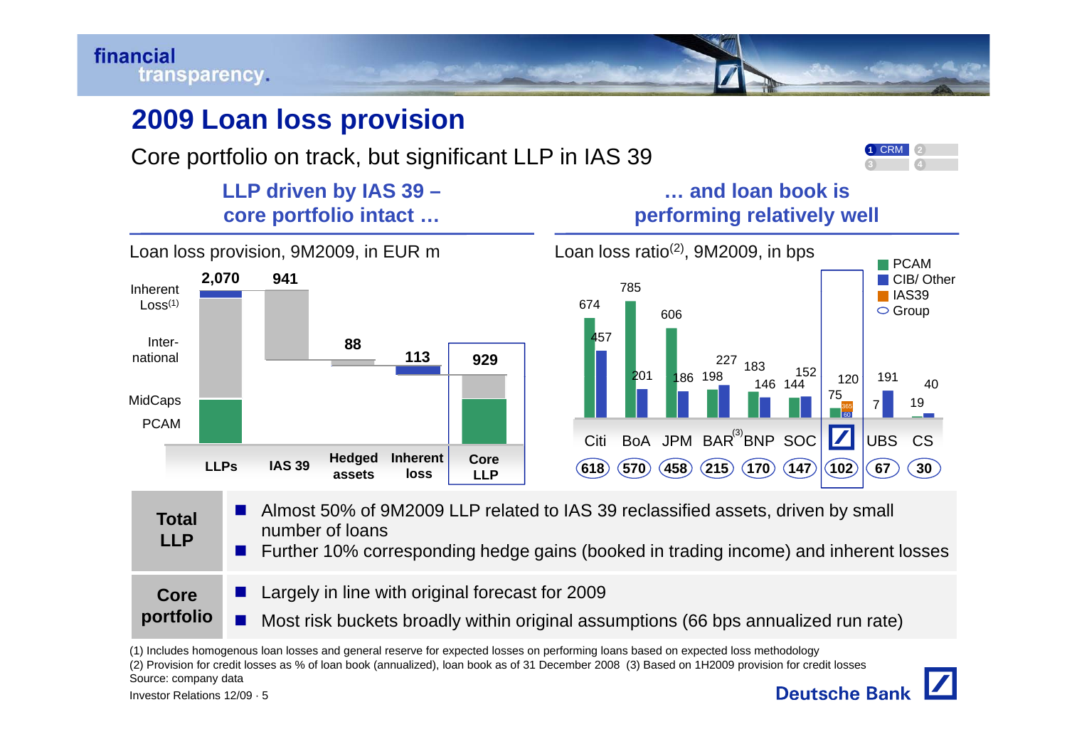# 2009 Loan loss provision

Core portfolio on track, but significant LLP in IAS 39

## LLP driven by IAS 39 – core portfolio intact …

Loan loss provision, 9M2009, in EUR m

| | LLPs | IAS 39 | Hedged assets | Inherent loss | Core LLP |
|---|---|---|---|---|---|
| Value | 2,070 | 941 | 88 | 113 | 929 |

Categories: Inherent Loss[1], International, MidCaps, PCAM

## … and loan book is performing relatively well

Loan loss ratio[2], 9M2009, in bps

| | Citi | BoA | JPM | BAR[3] | BNP | SOC | Deutsche Bank | UBS | CS |
|---|---|---|---|---|---|---|---|---|---|
| PCAM | 674 | 785 | 606 | 227 | 183 | 152 | 75 | 7 | 19 |
| CIB/ Other | 457 | 201 | 186 | 198 | 146 | 144 | 120 | 191 | 40 |
| IAS39 | | | | | | | 365 | | |
| Group | 618 | 570 | 458 | 215 | 170 | 147 | 102 | 67 | 30 |

(Deutsche Bank bar also shows 60)

| | |
|---|---|
| **Total LLP** | ■ Almost 50% of 9M2009 LLP related to IAS 39 reclassified assets, driven by small number of loans<br>■ Further 10% corresponding hedge gains (booked in trading income) and inherent losses |
| **Core portfolio** | ■ Largely in line with original forecast for 2009<br>■ Most risk buckets broadly within original assumptions (66 bps annualized run rate) |

(1) Includes homogenous loan losses and general reserve for expected losses on performing loans based on expected loss methodology
(2) Provision for credit losses as % of loan book (annualized), loan book as of 31 December 2008 (3) Based on 1H2009 provision for credit losses
Source: company data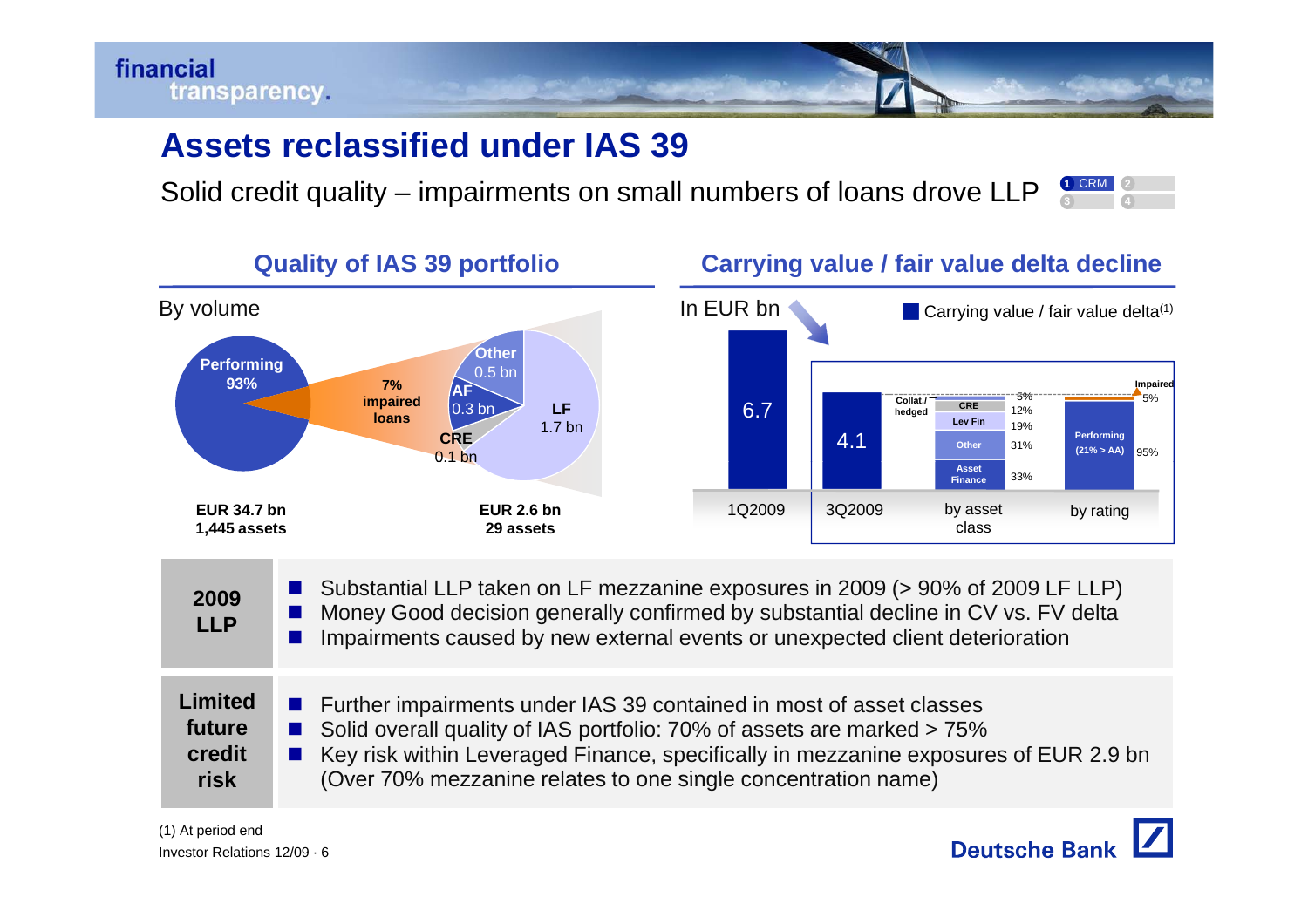# Assets reclassified under IAS 39

Solid credit quality – impairments on small numbers of loans drove LLP

## Quality of IAS 39 portfolio

By volume

- Performing 93%
- 7% impaired loans
  - Other 0.5 bn
  - AF 0.3 bn
  - CRE 0.1 bn
  - LF 1.7 bn

EUR 34.7 bn
1,445 assets

EUR 2.6 bn
29 assets

## Carrying value / fair value delta decline

In EUR bn

Carrying value / fair value delta(1)

| 1Q2009 | 3Q2009 |
|---|---|
| 6.7 | 4.1 |

By asset class (3Q2009): Collat./hedged 5%; CRE 12%; Lev Fin 19%; Other 31%; Asset Finance 33%

By rating (3Q2009): Impaired 5%; Performing (21% > AA) 95%

| 2009 LLP | |
|---|---|
| | Substantial LLP taken on LF mezzanine exposures in 2009 (> 90% of 2009 LF LLP) |
| | Money Good decision generally confirmed by substantial decline in CV vs. FV delta |
| | Impairments caused by new external events or unexpected client deterioration |

| Limited future credit risk | |
|---|---|
| | Further impairments under IAS 39 contained in most of asset classes |
| | Solid overall quality of IAS portfolio: 70% of assets are marked > 75% |
| | Key risk within Leveraged Finance, specifically in mezzanine exposures of EUR 2.9 bn (Over 70% mezzanine relates to one single concentration name) |

(1) At period end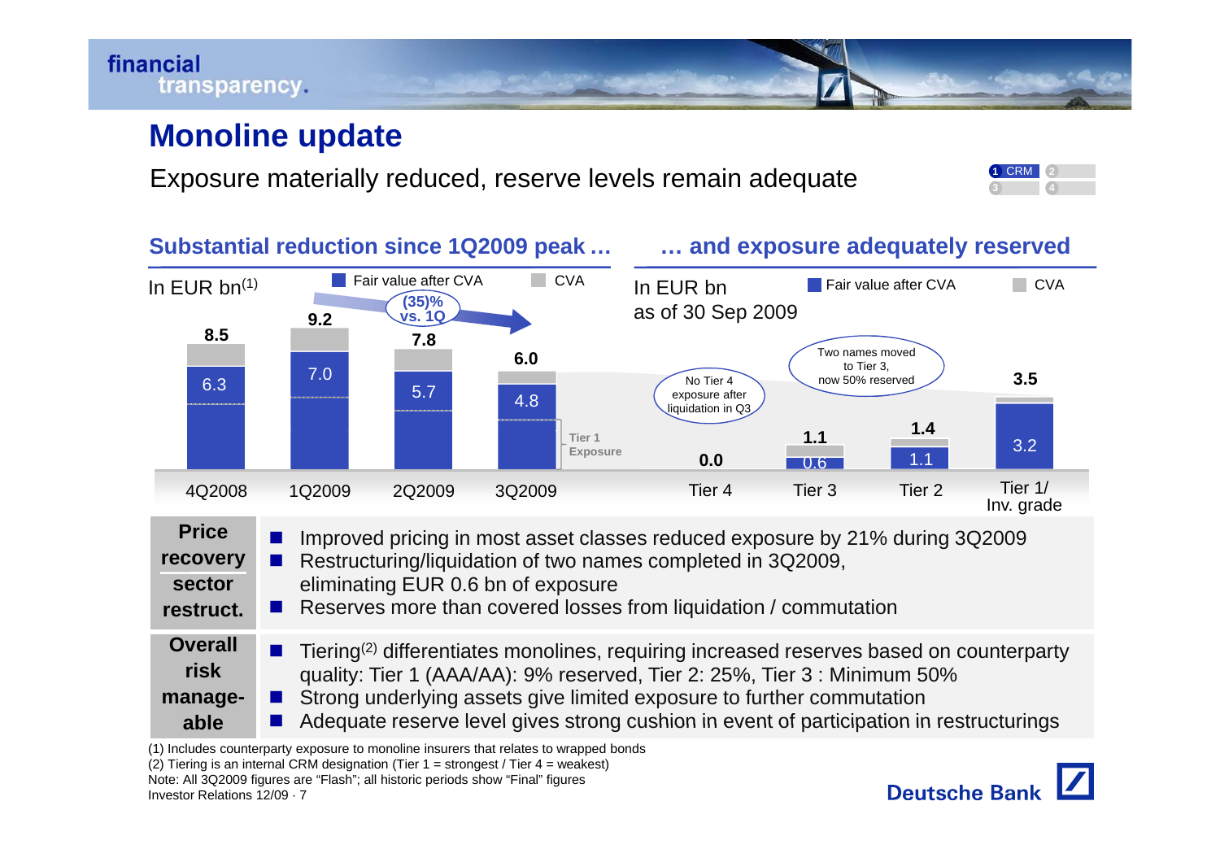# Monoline update

Exposure materially reduced, reserve levels remain adequate

## Substantial reduction since 1Q2009 peak …

In EUR bn(1)

| | 4Q2008 | 1Q2009 | 2Q2009 | 3Q2009 |
|---|---|---|---|---|
| Fair value after CVA | 6.3 | 7.0 | 5.7 | 4.8 |
| Total (incl. CVA) | 8.5 | 9.2 | 7.8 | 6.0 |

(35)% vs. 1Q

Tier 1 Exposure

## … and exposure adequately reserved

In EUR bn as of 30 Sep 2009

| | Tier 4 | Tier 3 | Tier 2 | Tier 1/ Inv. grade |
|---|---|---|---|---|
| Fair value after CVA | | 0.6 | 1.1 | 3.2 |
| Total (incl. CVA) | 0.0 | 1.1 | 1.4 | 3.5 |

- No Tier 4 exposure after liquidation in Q3
- Two names moved to Tier 3, now 50% reserved

| | |
|---|---|
| **Price recovery / sector restruct.** | Improved pricing in most asset classes reduced exposure by 21% during 3Q2009<br>Restructuring/liquidation of two names completed in 3Q2009, eliminating EUR 0.6 bn of exposure<br>Reserves more than covered losses from liquidation / commutation |
| **Overall risk manage-able** | Tiering(2) differentiates monolines, requiring increased reserves based on counterparty quality: Tier 1 (AAA/AA): 9% reserved, Tier 2: 25%, Tier 3 : Minimum 50%<br>Strong underlying assets give limited exposure to further commutation<br>Adequate reserve level gives strong cushion in event of participation in restructurings |

(1) Includes counterparty exposure to monoline insurers that relates to wrapped bonds
(2) Tiering is an internal CRM designation (Tier 1 = strongest / Tier 4 = weakest)
Note: All 3Q2009 figures are "Flash"; all historic periods show "Final" figures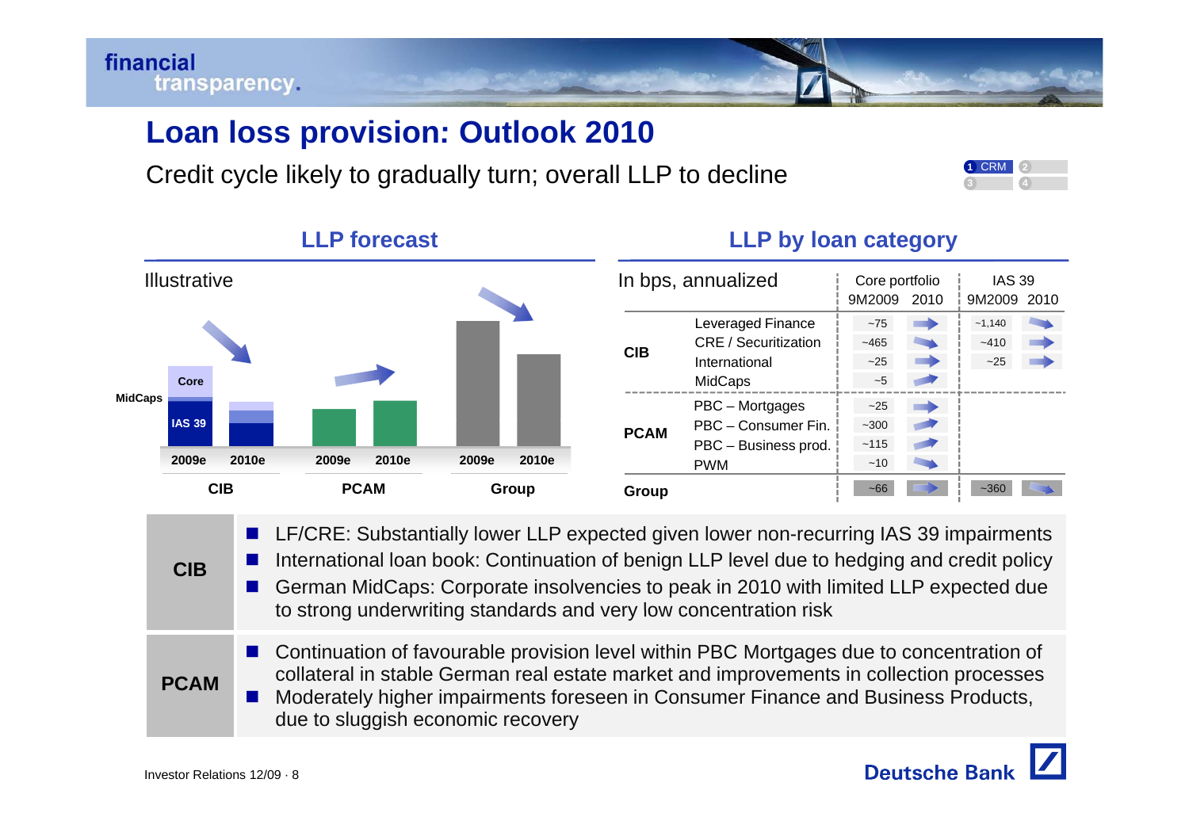# Loan loss provision: Outlook 2010

Credit cycle likely to gradually turn; overall LLP to decline

## LLP forecast

Illustrative

| | 2009e | 2010e |
|---|---|---|
| CIB | Core / MidCaps / IAS 39 | ↘ |
| PCAM | | ↗ |
| Group | | ↘ |

## LLP by loan category

| In bps, annualized | | Core portfolio 9M2009 | Core portfolio 2010 | IAS 39 9M2009 | IAS 39 2010 |
|---|---|---|---|---|---|
| CIB | Leveraged Finance | ~75 | → | ~1,140 | ↘ |
| | CRE / Securitization | ~465 | ↘ | ~410 | → |
| | International | ~25 | → | ~25 | → |
| | MidCaps | ~5 | ↗ | | |
| PCAM | PBC – Mortgages | ~25 | → | | |
| | PBC – Consumer Fin. | ~300 | ↗ | | |
| | PBC – Business prod. | ~115 | ↗ | | |
| | PWM | ~10 | ↘ | | |
| Group | | ~66 | → | ~360 | ↘ |

**CIB**

- LF/CRE: Substantially lower LLP expected given lower non-recurring IAS 39 impairments
- International loan book: Continuation of benign LLP level due to hedging and credit policy
- German MidCaps: Corporate insolvencies to peak in 2010 with limited LLP expected due to strong underwriting standards and very low concentration risk

**PCAM**

- Continuation of favourable provision level within PBC Mortgages due to concentration of collateral in stable German real estate market and improvements in collection processes
- Moderately higher impairments foreseen in Consumer Finance and Business Products, due to sluggish economic recovery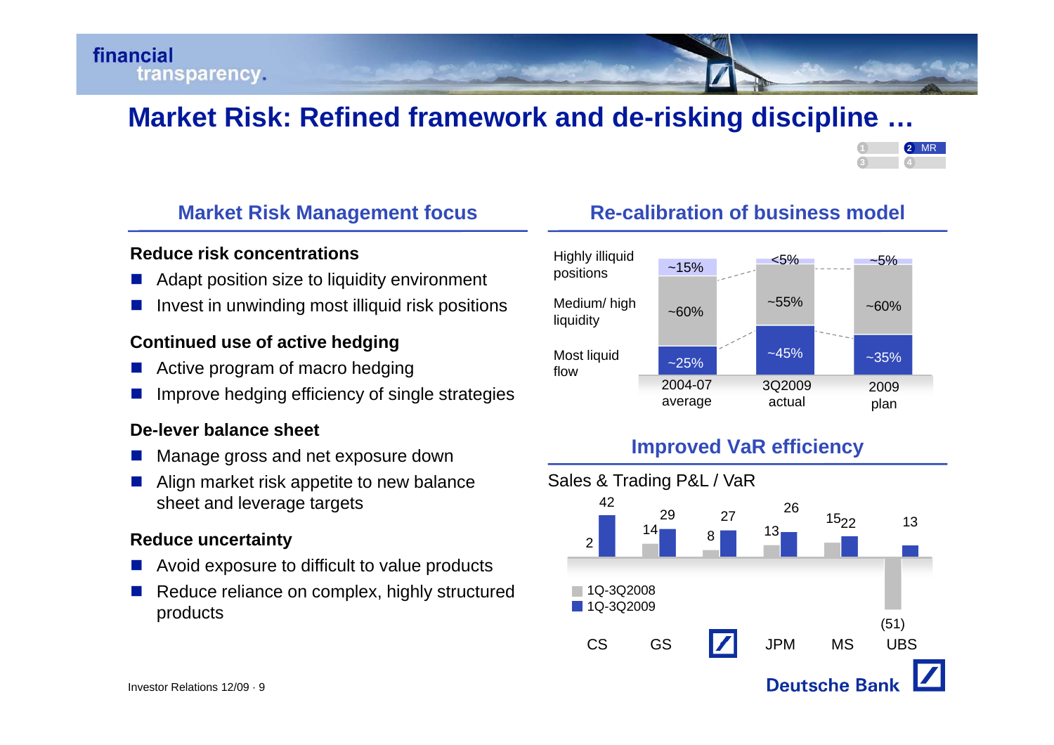# Market Risk: Refined framework and de-risking discipline …

## Market Risk Management focus

**Reduce risk concentrations**

- Adapt position size to liquidity environment
- Invest in unwinding most illiquid risk positions

**Continued use of active hedging**

- Active program of macro hedging
- Improve hedging efficiency of single strategies

**De-lever balance sheet**

- Manage gross and net exposure down
- Align market risk appetite to new balance sheet and leverage targets

**Reduce uncertainty**

- Avoid exposure to difficult to value products
- Reduce reliance on complex, highly structured products

## Re-calibration of business model

| | 2004-07 average | 3Q2009 actual | 2009 plan |
|---|---|---|---|
| Highly illiquid positions | ~15% | <5% | ~5% |
| Medium/ high liquidity | ~60% | ~55% | ~60% |
| Most liquid flow | ~25% | ~45% | ~35% |

## Improved VaR efficiency

Sales & Trading P&L / VaR

| | CS | GS | Deutsche Bank | JPM | MS | UBS |
|---|---|---|---|---|---|---|
| 1Q-3Q2008 | 2 | 14 | 8 | 13 | 15 | (51) |
| 1Q-3Q2009 | 42 | 29 | 27 | 26 | 22 | 13 |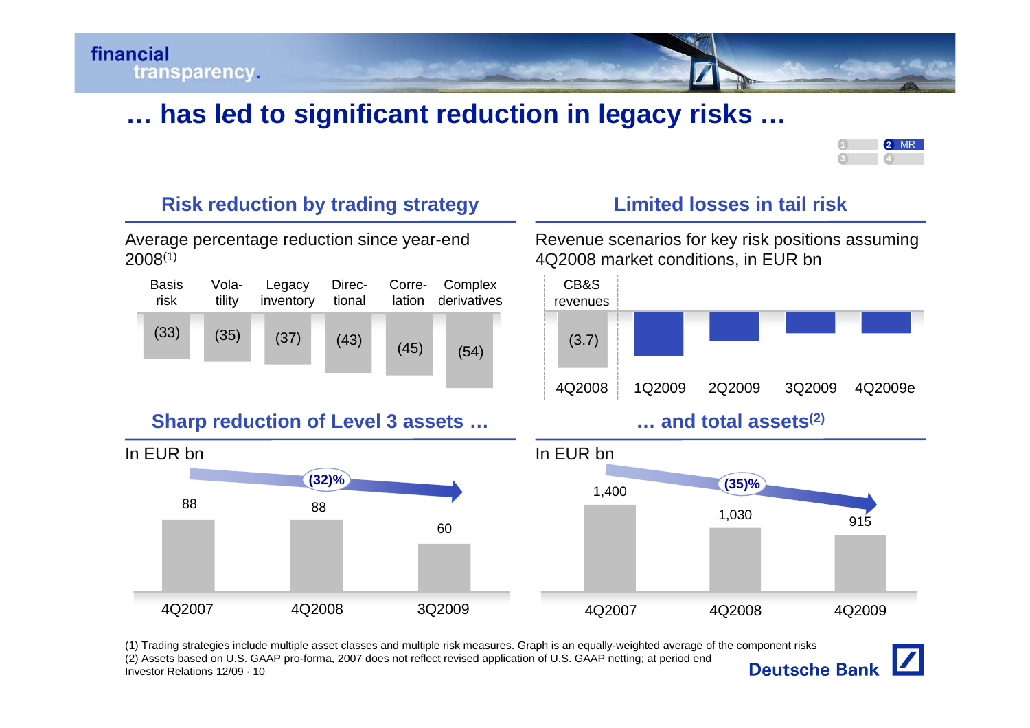# … has led to significant reduction in legacy risks …

## Risk reduction by trading strategy

Average percentage reduction since year-end 2008[1]

| Basis risk | Volatility | Legacy inventory | Directional | Correlation | Complex derivatives |
|---|---|---|---|---|---|
| (33) | (35) | (37) | (43) | (45) | (54) |

## Limited losses in tail risk

Revenue scenarios for key risk positions assuming 4Q2008 market conditions, in EUR bn

| | 4Q2008 (CB&S revenues) | 1Q2009 | 2Q2009 | 3Q2009 | 4Q2009e |
|---|---|---|---|---|---|
| EUR bn | (3.7) | | | | |

## Sharp reduction of Level 3 assets …

In EUR bn

| 4Q2007 | 4Q2008 | 3Q2009 |
|---|---|---|
| 88 | 88 | 60 |

(32)%

## … and total assets[2]

In EUR bn

| 4Q2007 | 4Q2008 | 4Q2009 |
|---|---|---|
| 1,400 | 1,030 | 915 |

(35)%

(1) Trading strategies include multiple asset classes and multiple risk measures. Graph is an equally-weighted average of the component risks
(2) Assets based on U.S. GAAP pro-forma, 2007 does not reflect revised application of U.S. GAAP netting; at period end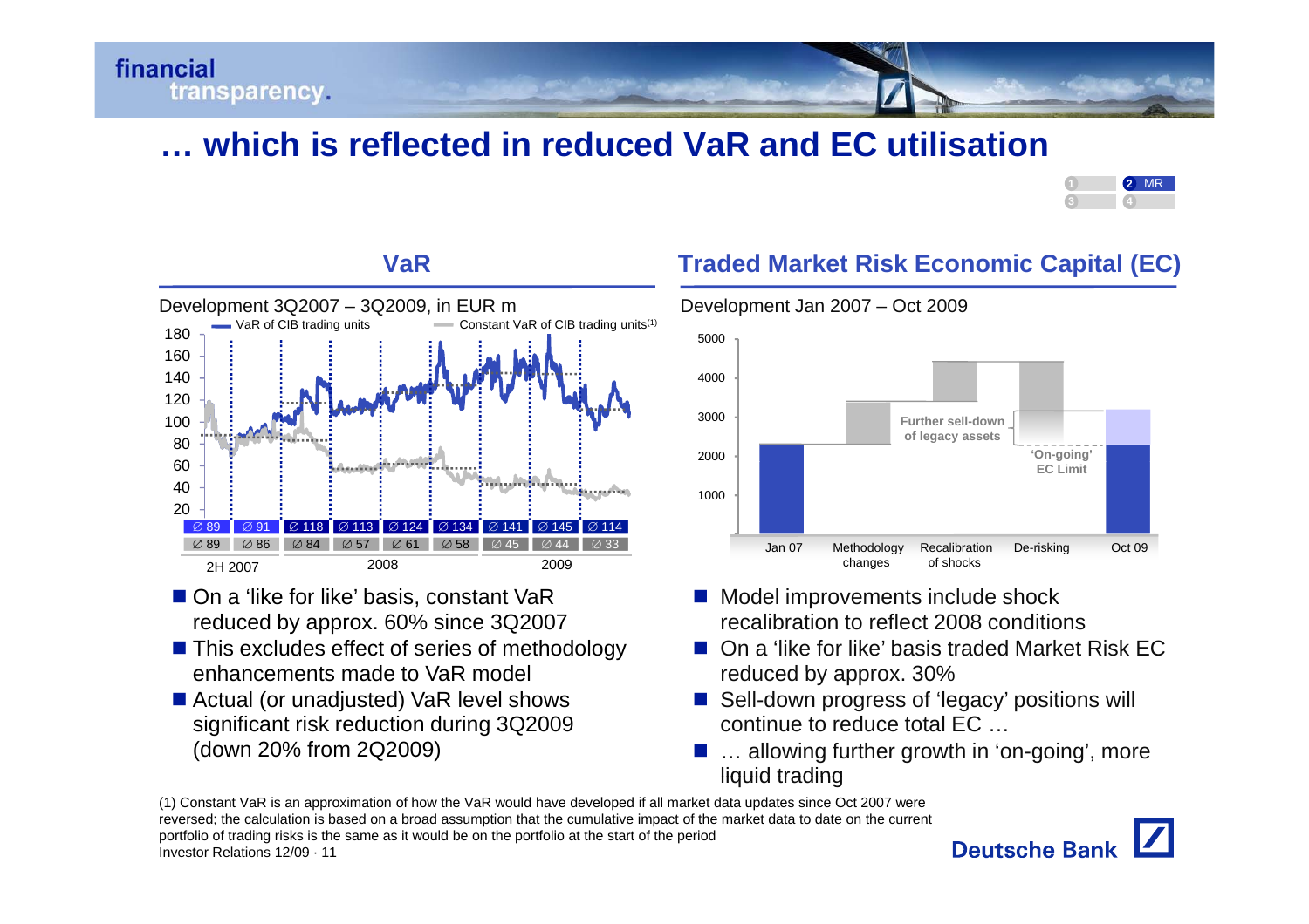# … which is reflected in reduced VaR and EC utilisation

## VaR

Development 3Q2007 – 3Q2009, in EUR m

— VaR of CIB trading units — Constant VaR of CIB trading units[1]

| | 2H 2007 | | 2008 | | | | 2009 | | |
|---|---|---|---|---|---|---|---|---|---|
| VaR of CIB trading units | Ø 89 | Ø 91 | Ø 118 | Ø 113 | Ø 124 | Ø 134 | Ø 141 | Ø 145 | Ø 114 |
| Constant VaR of CIB trading units | Ø 89 | Ø 86 | Ø 84 | Ø 57 | Ø 61 | Ø 58 | Ø 45 | Ø 44 | Ø 33 |

- On a 'like for like' basis, constant VaR reduced by approx. 60% since 3Q2007
- This excludes effect of series of methodology enhancements made to VaR model
- Actual (or unadjusted) VaR level shows significant risk reduction during 3Q2009 (down 20% from 2Q2009)

## Traded Market Risk Economic Capital (EC)

Development Jan 2007 – Oct 2009

Jan 07 · Methodology changes · Recalibration of shocks · De-risking · Oct 09

Further sell-down of legacy assets

'On-going' EC Limit

- Model improvements include shock recalibration to reflect 2008 conditions
- On a 'like for like' basis traded Market Risk EC reduced by approx. 30%
- Sell-down progress of 'legacy' positions will continue to reduce total EC …
- … allowing further growth in 'on-going', more liquid trading

(1) Constant VaR is an approximation of how the VaR would have developed if all market data updates since Oct 2007 were reversed; the calculation is based on a broad assumption that the cumulative impact of the market data to date on the current portfolio of trading risks is the same as it would be on the portfolio at the start of the period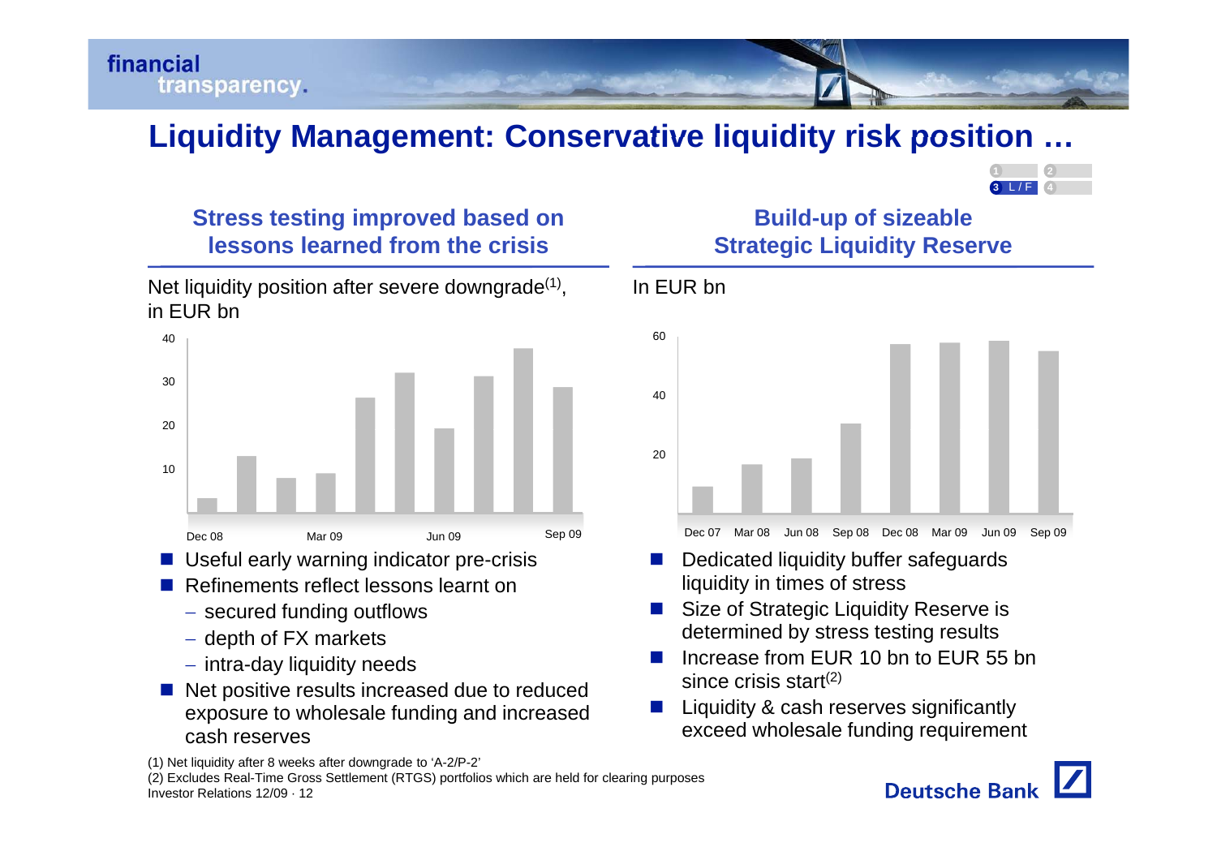# Liquidity Management: Conservative liquidity risk position …

## Stress testing improved based on lessons learned from the crisis

Net liquidity position after severe downgrade[1], in EUR bn

- Useful early warning indicator pre-crisis
- Refinements reflect lessons learnt on
  - secured funding outflows
  - depth of FX markets
  - intra-day liquidity needs
- Net positive results increased due to reduced exposure to wholesale funding and increased cash reserves

## Build-up of sizeable Strategic Liquidity Reserve

In EUR bn

- Dedicated liquidity buffer safeguards liquidity in times of stress
- Size of Strategic Liquidity Reserve is determined by stress testing results
- Increase from EUR 10 bn to EUR 55 bn since crisis start[2]
- Liquidity & cash reserves significantly exceed wholesale funding requirement

(1) Net liquidity after 8 weeks after downgrade to 'A-2/P-2'

(2) Excludes Real-Time Gross Settlement (RTGS) portfolios which are held for clearing purposes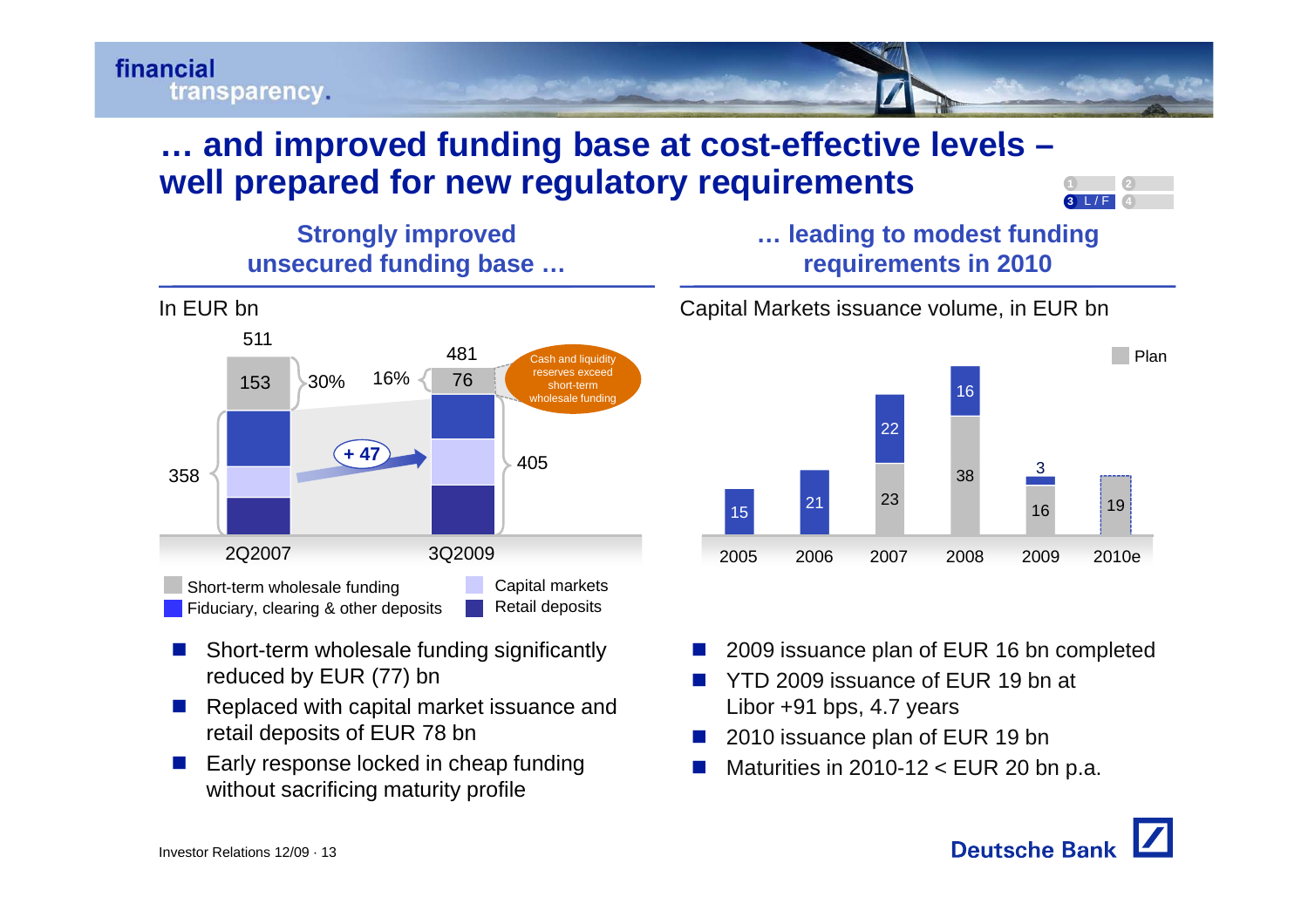# … and improved funding base at cost-effective levels – well prepared for new regulatory requirements

## Strongly improved unsecured funding base …

In EUR bn

| | 2Q2007 | 3Q2009 |
|---|---|---|
| Total | 511 | 481 |
| Short-term wholesale funding | 153 (30%) | 76 (16%) |
| Capital markets, Fiduciary, clearing & other deposits, Retail deposits | 358 | 405 |

+ 47

Cash and liquidity reserves exceed short-term wholesale funding

Legend: Short-term wholesale funding; Capital markets; Fiduciary, clearing & other deposits; Retail deposits

- Short-term wholesale funding significantly reduced by EUR (77) bn
- Replaced with capital market issuance and retail deposits of EUR 78 bn
- Early response locked in cheap funding without sacrificing maturity profile

## … leading to modest funding requirements in 2010

Capital Markets issuance volume, in EUR bn

| 2005 | 2006 | 2007 | 2008 | 2009 | 2010e |
|---|---|---|---|---|---|
| 15 | 21 | 23 + 22 | 38 + 16 | 16 + 3 | 19 (Plan) |

- 2009 issuance plan of EUR 16 bn completed
- YTD 2009 issuance of EUR 19 bn at Libor +91 bps, 4.7 years
- 2010 issuance plan of EUR 19 bn
- Maturities in 2010-12 < EUR 20 bn p.a.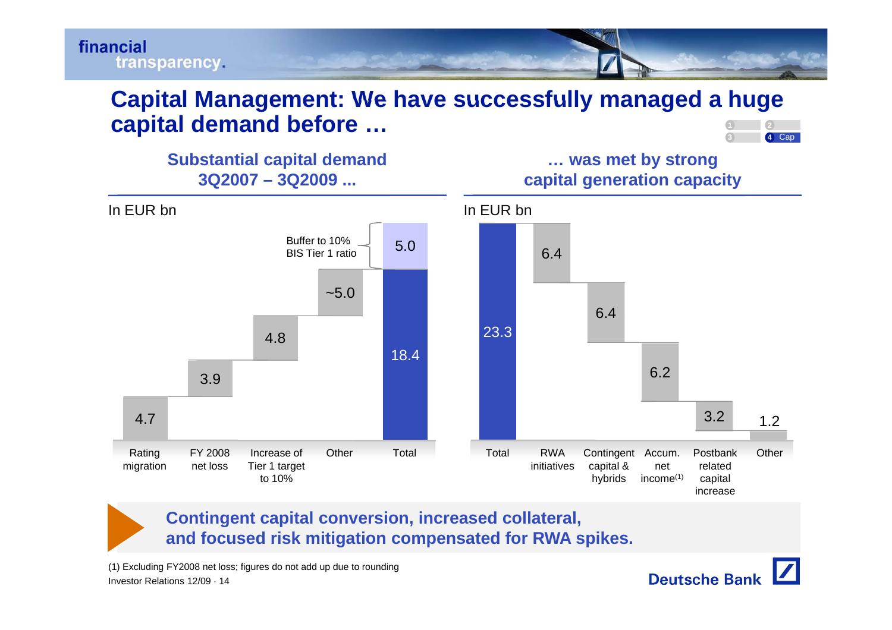# Capital Management: We have successfully managed a huge capital demand before …

## Substantial capital demand 3Q2007 – 3Q2009 ...

In EUR bn

| Rating migration | FY 2008 net loss | Increase of Tier 1 target to 10% | Other | Total |
|---|---|---|---|---|
| 4.7 | 3.9 | 4.8 | ~5.0 | 18.4 |

Buffer to 10% BIS Tier 1 ratio: 5.0

## … was met by strong capital generation capacity

In EUR bn

| Total | RWA initiatives | Contingent capital & hybrids | Accum. net income(1) | Postbank related capital increase | Other |
|---|---|---|---|---|---|
| 23.3 | 6.4 | 6.4 | 6.2 | 3.2 | 1.2 |

**Contingent capital conversion, increased collateral, and focused risk mitigation compensated for RWA spikes.**

(1) Excluding FY2008 net loss; figures do not add up due to rounding

Investor Relations 12/09 · 14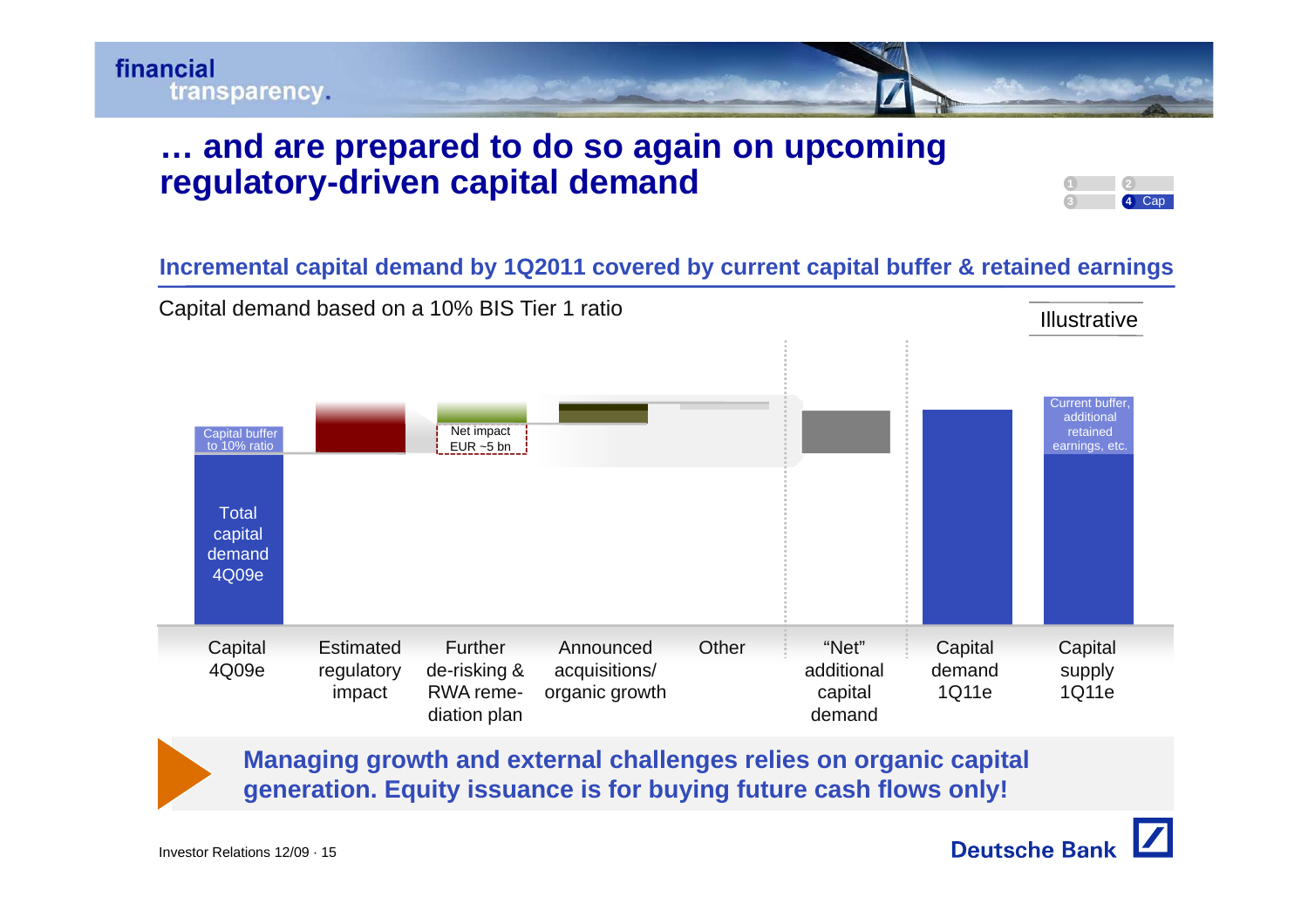# … and are prepared to do so again on upcoming regulatory-driven capital demand

## Incremental capital demand by 1Q2011 covered by current capital buffer & retained earnings

Capital demand based on a 10% BIS Tier 1 ratio

Illustrative

- Capital 4Q09e: Total capital demand 4Q09e; Capital buffer to 10% ratio
- Estimated regulatory impact
- Further de-risking & RWA remediation plan (Net impact EUR ~5 bn)
- Announced acquisitions/ organic growth
- Other
- "Net" additional capital demand
- Capital demand 1Q11e
- Capital supply 1Q11e: Current buffer, additional retained earnings, etc.

**Managing growth and external challenges relies on organic capital generation. Equity issuance is for buying future cash flows only!**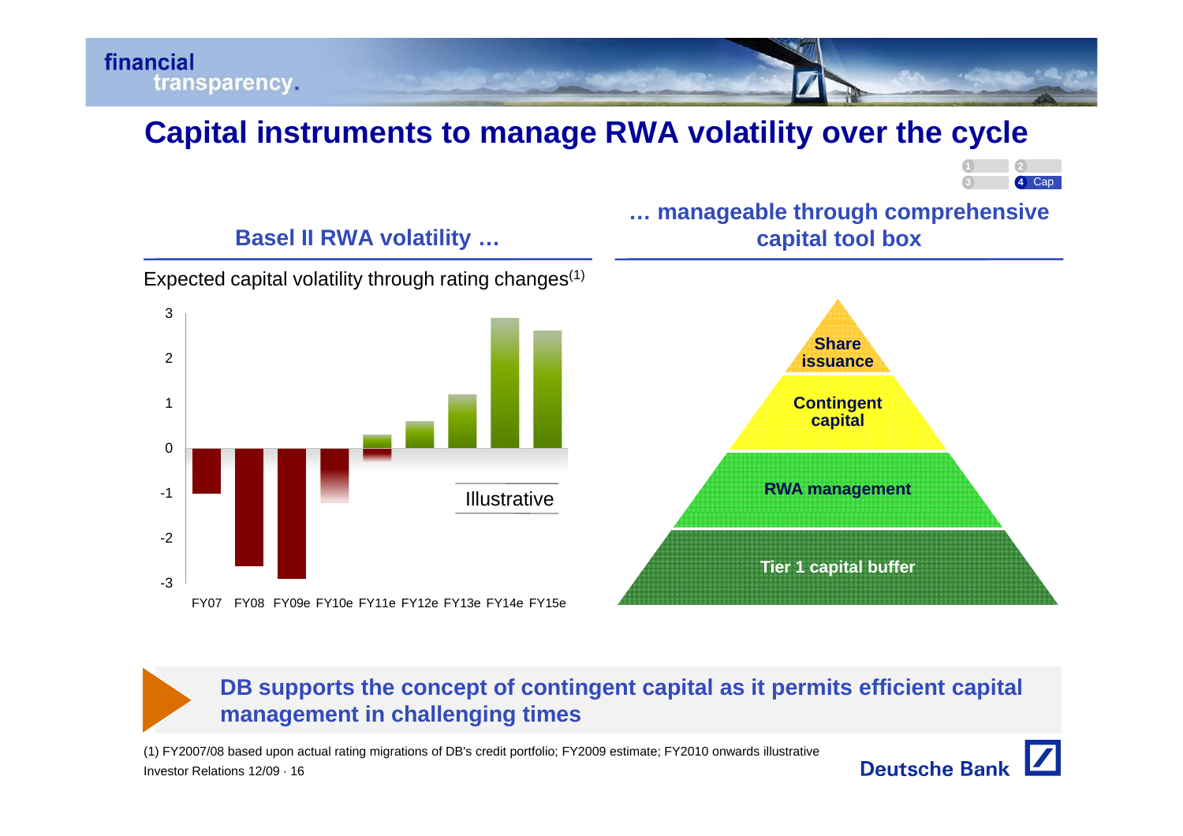# Capital instruments to manage RWA volatility over the cycle

## Basel II RWA volatility …

Expected capital volatility through rating changes[(1)]

| | FY07 | FY08 | FY09e | FY10e | FY11e | FY12e | FY13e | FY14e | FY15e |
|---|---|---|---|---|---|---|---|---|---|
| Expected capital volatility | -1 | -2.6 | -2.9 | -1.2 | 0.3 | 0.6 | 1.2 | 2.9 | 2.6 |

Illustrative

## … manageable through comprehensive capital tool box

- Share issuance
- Contingent capital
- RWA management
- Tier 1 capital buffer

**DB supports the concept of contingent capital as it permits efficient capital management in challenging times**

(1) FY2007/08 based upon actual rating migrations of DB's credit portfolio; FY2009 estimate; FY2010 onwards illustrative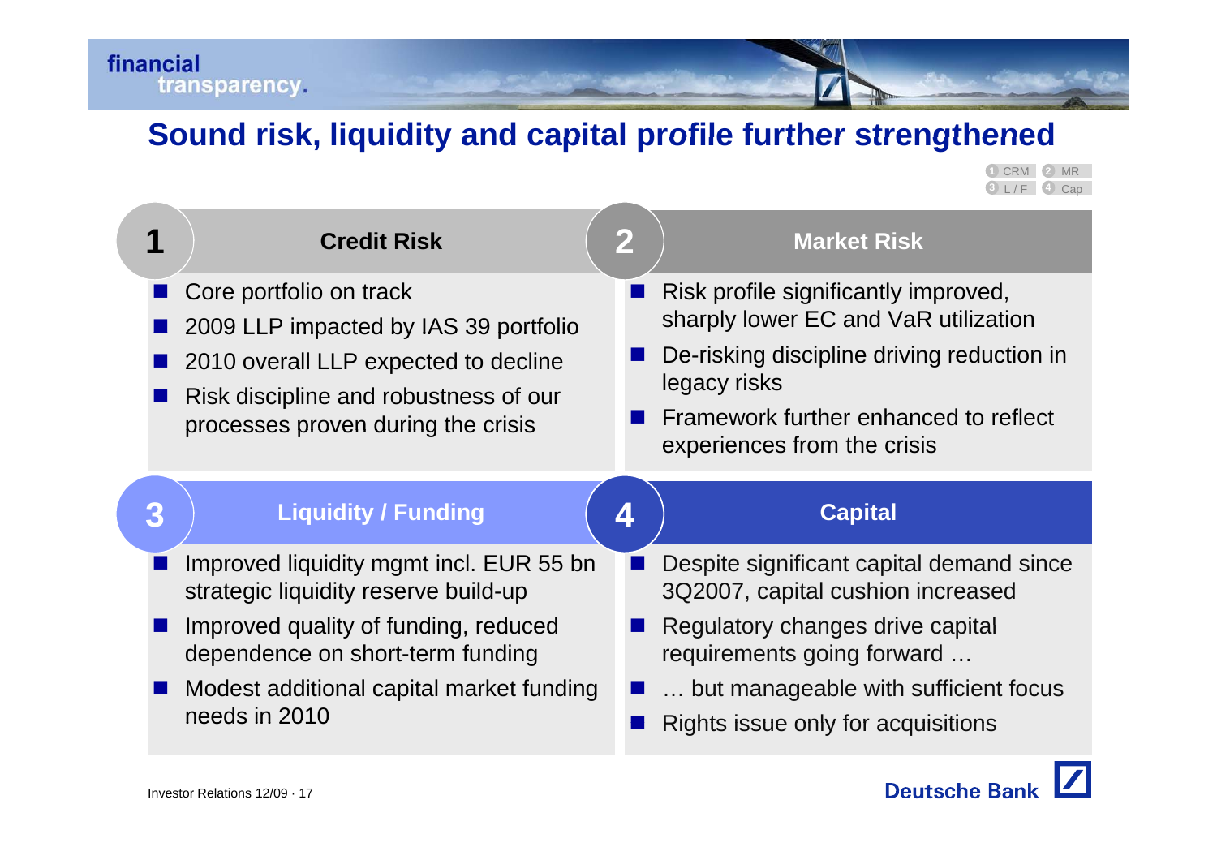# Sound risk, liquidity and capital profile further strengthened

## 1 Credit Risk

- Core portfolio on track
- 2009 LLP impacted by IAS 39 portfolio
- 2010 overall LLP expected to decline
- Risk discipline and robustness of our processes proven during the crisis

## 2 Market Risk

- Risk profile significantly improved, sharply lower EC and VaR utilization
- De-risking discipline driving reduction in legacy risks
- Framework further enhanced to reflect experiences from the crisis

## 3 Liquidity / Funding

- Improved liquidity mgmt incl. EUR 55 bn strategic liquidity reserve build-up
- Improved quality of funding, reduced dependence on short-term funding
- Modest additional capital market funding needs in 2010

## 4 Capital

- Despite significant capital demand since 3Q2007, capital cushion increased
- Regulatory changes drive capital requirements going forward …
- … but manageable with sufficient focus
- Rights issue only for acquisitions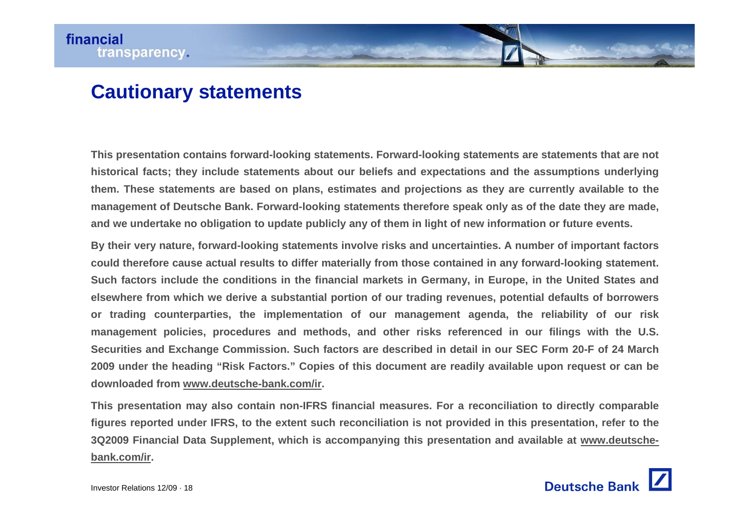# Cautionary statements

**This presentation contains forward-looking statements. Forward-looking statements are statements that are not historical facts; they include statements about our beliefs and expectations and the assumptions underlying them. These statements are based on plans, estimates and projections as they are currently available to the management of Deutsche Bank. Forward-looking statements therefore speak only as of the date they are made, and we undertake no obligation to update publicly any of them in light of new information or future events.**

**By their very nature, forward-looking statements involve risks and uncertainties. A number of important factors could therefore cause actual results to differ materially from those contained in any forward-looking statement. Such factors include the conditions in the financial markets in Germany, in Europe, in the United States and elsewhere from which we derive a substantial portion of our trading revenues, potential defaults of borrowers or trading counterparties, the implementation of our management agenda, the reliability of our risk management policies, procedures and methods, and other risks referenced in our filings with the U.S. Securities and Exchange Commission. Such factors are described in detail in our SEC Form 20-F of 24 March 2009 under the heading "Risk Factors." Copies of this document are readily available upon request or can be downloaded from www.deutsche-bank.com/ir.**

**This presentation may also contain non-IFRS financial measures. For a reconciliation to directly comparable figures reported under IFRS, to the extent such reconciliation is not provided in this presentation, refer to the 3Q2009 Financial Data Supplement, which is accompanying this presentation and available at www.deutsche-bank.com/ir.**